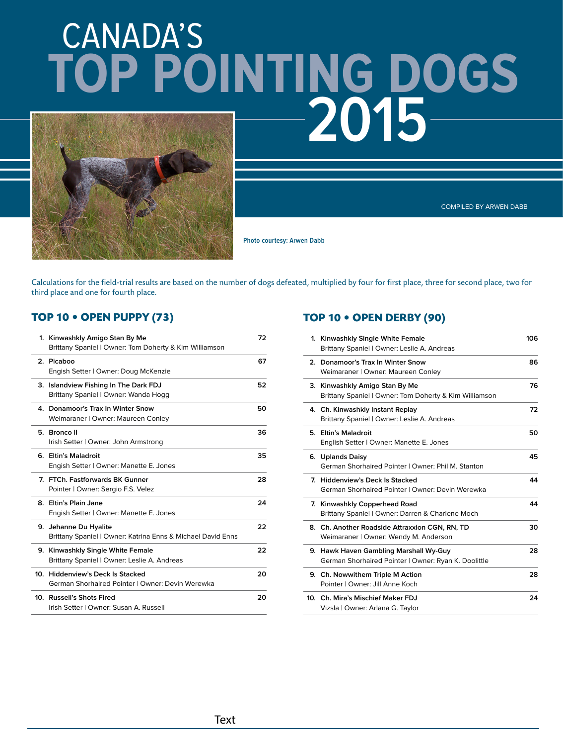# CANADA'S TOP POINTING DOGS 2015

COMPILED BY ARWEN DABB

Photo courtesy: Arwen Dabb

Calculations for the field-trial results are based on the number of dogs defeated, multiplied by four for first place, three for second place, two for third place and one for fourth place.

## TOP 10 • OPEN PUPPY (73)

| Rank | Dog | Points |
|---|---|---|
| 1. | **Kinwashkly Amigo Stan By Me**<br>Brittany Spaniel \| Owner: Tom Doherty & Kim Williamson | 72 |
| 2. | **Picaboo**<br>Engish Setter \| Owner: Doug McKenzie | 67 |
| 3. | **Islandview Fishing In The Dark FDJ**<br>Brittany Spaniel \| Owner: Wanda Hogg | 52 |
| 4. | **Donamoor's Trax In Winter Snow**<br>Weimaraner \| Owner: Maureen Conley | 50 |
| 5. | **Bronco II**<br>Irish Setter \| Owner: John Armstrong | 36 |
| 6. | **Eltin's Maladroit**<br>Engish Setter \| Owner: Manette E. Jones | 35 |
| 7. | **FTCh. Fastforwards BK Gunner**<br>Pointer \| Owner: Sergio F.S. Velez | 28 |
| 8. | **Eltin's Plain Jane**<br>Engish Setter \| Owner: Manette E. Jones | 24 |
| 9. | **Jehanne Du Hyalite**<br>Brittany Spaniel \| Owner: Katrina Enns & Michael David Enns | 22 |
| 9. | **Kinwashkly Single White Female**<br>Brittany Spaniel \| Owner: Leslie A. Andreas | 22 |
| 10. | **Hiddenview's Deck Is Stacked**<br>German Shorhaired Pointer \| Owner: Devin Werewka | 20 |
| 10. | **Russell's Shots Fired**<br>Irish Setter \| Owner: Susan A. Russell | 20 |

## TOP 10 • OPEN DERBY (90)

| Rank | Dog | Points |
|---|---|---|
| 1. | **Kinwashkly Single White Female**<br>Brittany Spaniel \| Owner: Leslie A. Andreas | 106 |
| 2. | **Donamoor's Trax In Winter Snow**<br>Weimaraner \| Owner: Maureen Conley | 86 |
| 3. | **Kinwashkly Amigo Stan By Me**<br>Brittany Spaniel \| Owner: Tom Doherty & Kim Williamson | 76 |
| 4. | **Ch. Kinwashkly Instant Replay**<br>Brittany Spaniel \| Owner: Leslie A. Andreas | 72 |
| 5. | **Eltin's Maladroit**<br>English Setter \| Owner: Manette E. Jones | 50 |
| 6. | **Uplands Daisy**<br>German Shorhaired Pointer \| Owner: Phil M. Stanton | 45 |
| 7. | **Hiddenview's Deck Is Stacked**<br>German Shorhaired Pointer \| Owner: Devin Werewka | 44 |
| 7. | **Kinwashkly Copperhead Road**<br>Brittany Spaniel \| Owner: Darren & Charlene Moch | 44 |
| 8. | **Ch. Another Roadside Attraxxion CGN, RN, TD**<br>Weimaraner \| Owner: Wendy M. Anderson | 30 |
| 9. | **Hawk Haven Gambling Marshall Wy-Guy**<br>German Shorhaired Pointer \| Owner: Ryan K. Doolittle | 28 |
| 9. | **Ch. Nowwithem Triple M Action**<br>Pointer \| Owner: Jill Anne Koch | 28 |
| 10. | **Ch. Mira's Mischief Maker FDJ**<br>Vizsla \| Owner: Arlana G. Taylor | 24 |

Text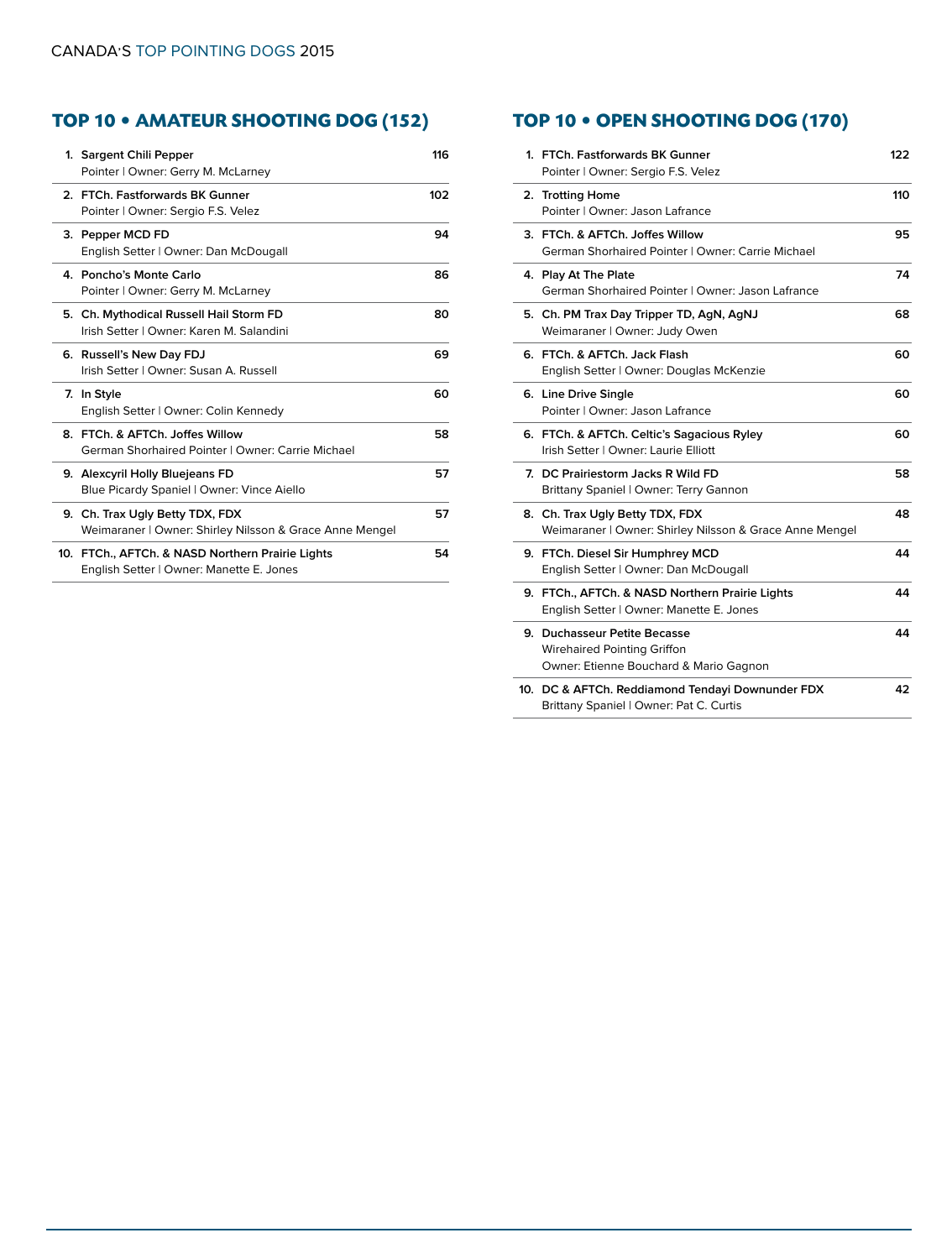# TOP 10 • AMATEUR SHOOTING DOG (152)

| | | |
|---|---|---|
| 1. | **Sargent Chili Pepper**<br>Pointer \| Owner: Gerry M. McLarney | **116** |
| 2. | **FTCh. Fastforwards BK Gunner**<br>Pointer \| Owner: Sergio F.S. Velez | **102** |
| 3. | **Pepper MCD FD**<br>English Setter \| Owner: Dan McDougall | **94** |
| 4. | **Poncho's Monte Carlo**<br>Pointer \| Owner: Gerry M. McLarney | **86** |
| 5. | **Ch. Mythodical Russell Hail Storm FD**<br>Irish Setter \| Owner: Karen M. Salandini | **80** |
| 6. | **Russell's New Day FDJ**<br>Irish Setter \| Owner: Susan A. Russell | **69** |
| 7. | **In Style**<br>English Setter \| Owner: Colin Kennedy | **60** |
| 8. | **FTCh. & AFTCh. Joffes Willow**<br>German Shorhaired Pointer \| Owner: Carrie Michael | **58** |
| 9. | **Alexcyril Holly Bluejeans FD**<br>Blue Picardy Spaniel \| Owner: Vince Aiello | **57** |
| 9. | **Ch. Trax Ugly Betty TDX, FDX**<br>Weimaraner \| Owner: Shirley Nilsson & Grace Anne Mengel | **57** |
| 10. | **FTCh., AFTCh. & NASD Northern Prairie Lights**<br>English Setter \| Owner: Manette E. Jones | **54** |

# TOP 10 • OPEN SHOOTING DOG (170)

| | | |
|---|---|---|
| 1. | **FTCh. Fastforwards BK Gunner**<br>Pointer \| Owner: Sergio F.S. Velez | **122** |
| 2. | **Trotting Home**<br>Pointer \| Owner: Jason Lafrance | **110** |
| 3. | **FTCh. & AFTCh. Joffes Willow**<br>German Shorhaired Pointer \| Owner: Carrie Michael | **95** |
| 4. | **Play At The Plate**<br>German Shorhaired Pointer \| Owner: Jason Lafrance | **74** |
| 5. | **Ch. PM Trax Day Tripper TD, AgN, AgNJ**<br>Weimaraner \| Owner: Judy Owen | **68** |
| 6. | **FTCh. & AFTCh. Jack Flash**<br>English Setter \| Owner: Douglas McKenzie | **60** |
| 6. | **Line Drive Single**<br>Pointer \| Owner: Jason Lafrance | **60** |
| 6. | **FTCh. & AFTCh. Celtic's Sagacious Ryley**<br>Irish Setter \| Owner: Laurie Elliott | **60** |
| 7. | **DC Prairiestorm Jacks R Wild FD**<br>Brittany Spaniel \| Owner: Terry Gannon | **58** |
| 8. | **Ch. Trax Ugly Betty TDX, FDX**<br>Weimaraner \| Owner: Shirley Nilsson & Grace Anne Mengel | **48** |
| 9. | **FTCh. Diesel Sir Humphrey MCD**<br>English Setter \| Owner: Dan McDougall | **44** |
| 9. | **FTCh., AFTCh. & NASD Northern Prairie Lights**<br>English Setter \| Owner: Manette E. Jones | **44** |
| 9. | **Duchasseur Petite Becasse**<br>Wirehaired Pointing Griffon<br>Owner: Etienne Bouchard & Mario Gagnon | **44** |
| 10. | **DC & AFTCh. Reddiamond Tendayi Downunder FDX**<br>Brittany Spaniel \| Owner: Pat C. Curtis | **42** |